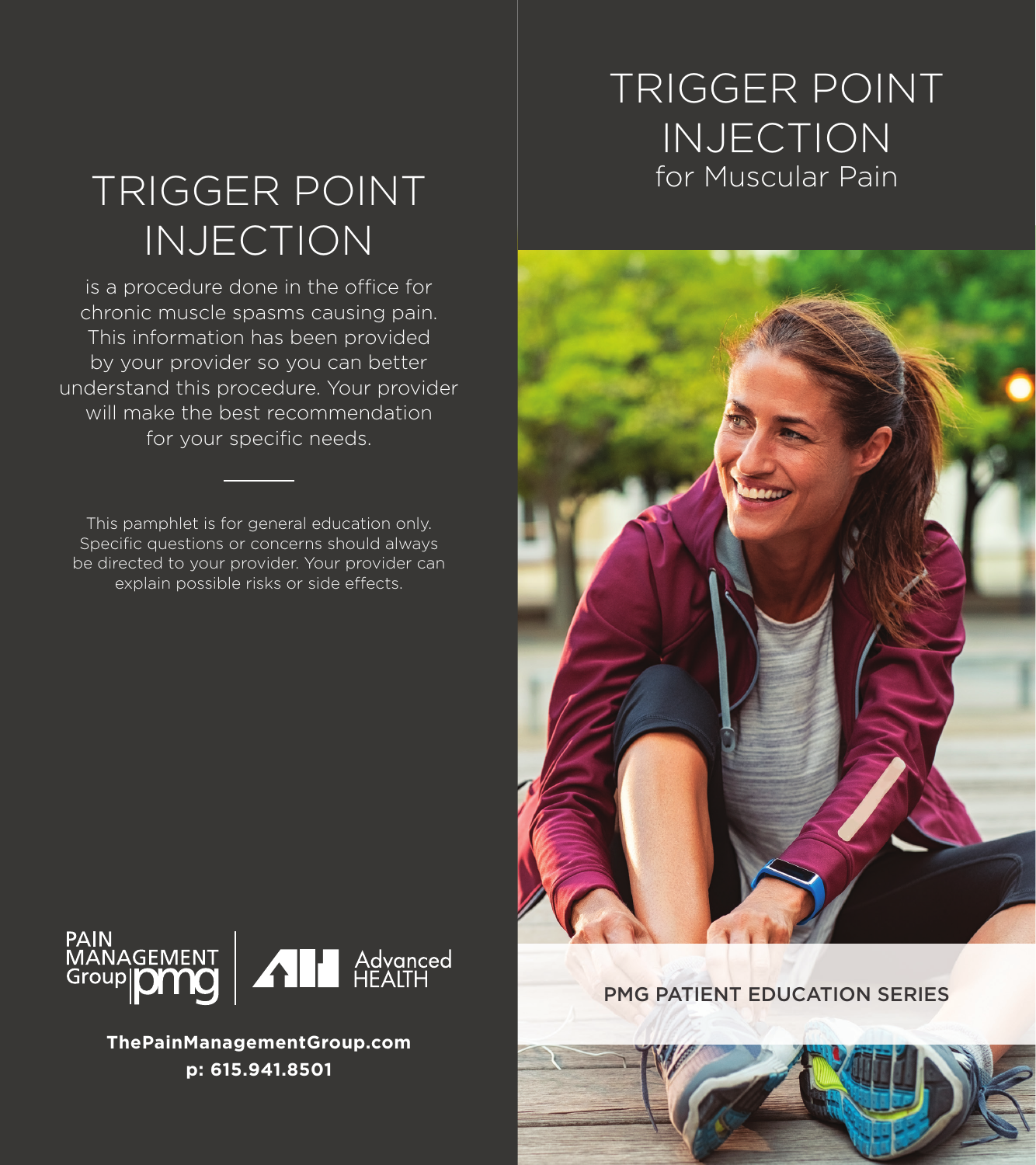# TRIGGER POINT INJECTION

is a procedure done in the office for chronic muscle spasms causing pain. This information has been provided by your provider so you can better understand this procedure. Your provider will make the best recommendation for your specific needs.

This pamphlet is for general education only. Specific questions or concerns should always be directed to your provider. Your provider can explain possible risks or side effects.

PAIN MANAGEMENT Group pmg | Advanced HEALTH

**ThePainManagementGroup.com**
**p: 615.941.8501**

# TRIGGER POINT INJECTION
## for Muscular Pain

PMG PATIENT EDUCATION SERIES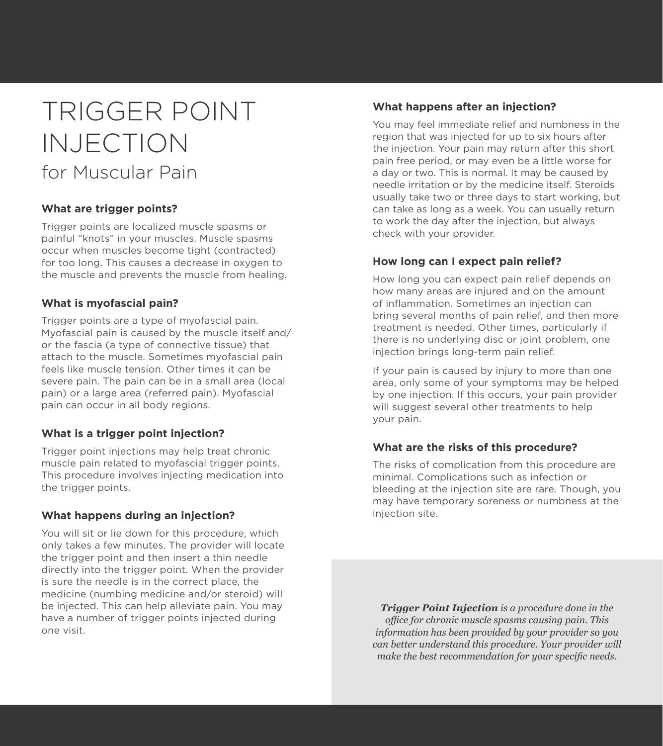# TRIGGER POINT INJECTION

## for Muscular Pain

### What are trigger points?

Trigger points are localized muscle spasms or painful “knots” in your muscles. Muscle spasms occur when muscles become tight (contracted) for too long. This causes a decrease in oxygen to the muscle and prevents the muscle from healing.

### What is myofascial pain?

Trigger points are a type of myofascial pain. Myofascial pain is caused by the muscle itself and/or the fascia (a type of connective tissue) that attach to the muscle. Sometimes myofascial pain feels like muscle tension. Other times it can be severe pain. The pain can be in a small area (local pain) or a large area (referred pain). Myofascial pain can occur in all body regions.

### What is a trigger point injection?

Trigger point injections may help treat chronic muscle pain related to myofascial trigger points. This procedure involves injecting medication into the trigger points.

### What happens during an injection?

You will sit or lie down for this procedure, which only takes a few minutes. The provider will locate the trigger point and then insert a thin needle directly into the trigger point. When the provider is sure the needle is in the correct place, the medicine (numbing medicine and/or steroid) will be injected. This can help alleviate pain. You may have a number of trigger points injected during one visit.

### What happens after an injection?

You may feel immediate relief and numbness in the region that was injected for up to six hours after the injection. Your pain may return after this short pain free period, or may even be a little worse for a day or two. This is normal. It may be caused by needle irritation or by the medicine itself. Steroids usually take two or three days to start working, but can take as long as a week. You can usually return to work the day after the injection, but always check with your provider.

### How long can I expect pain relief?

How long you can expect pain relief depends on how many areas are injured and on the amount of inflammation. Sometimes an injection can bring several months of pain relief, and then more treatment is needed. Other times, particularly if there is no underlying disc or joint problem, one injection brings long-term pain relief.

If your pain is caused by injury to more than one area, only some of your symptoms may be helped by one injection. If this occurs, your pain provider will suggest several other treatments to help your pain.

### What are the risks of this procedure?

The risks of complication from this procedure are minimal. Complications such as infection or bleeding at the injection site are rare. Though, you may have temporary soreness or numbness at the injection site.

*__Trigger Point Injection__ is a procedure done in the office for chronic muscle spasms causing pain. This information has been provided by your provider so you can better understand this procedure. Your provider will make the best recommendation for your specific needs.*